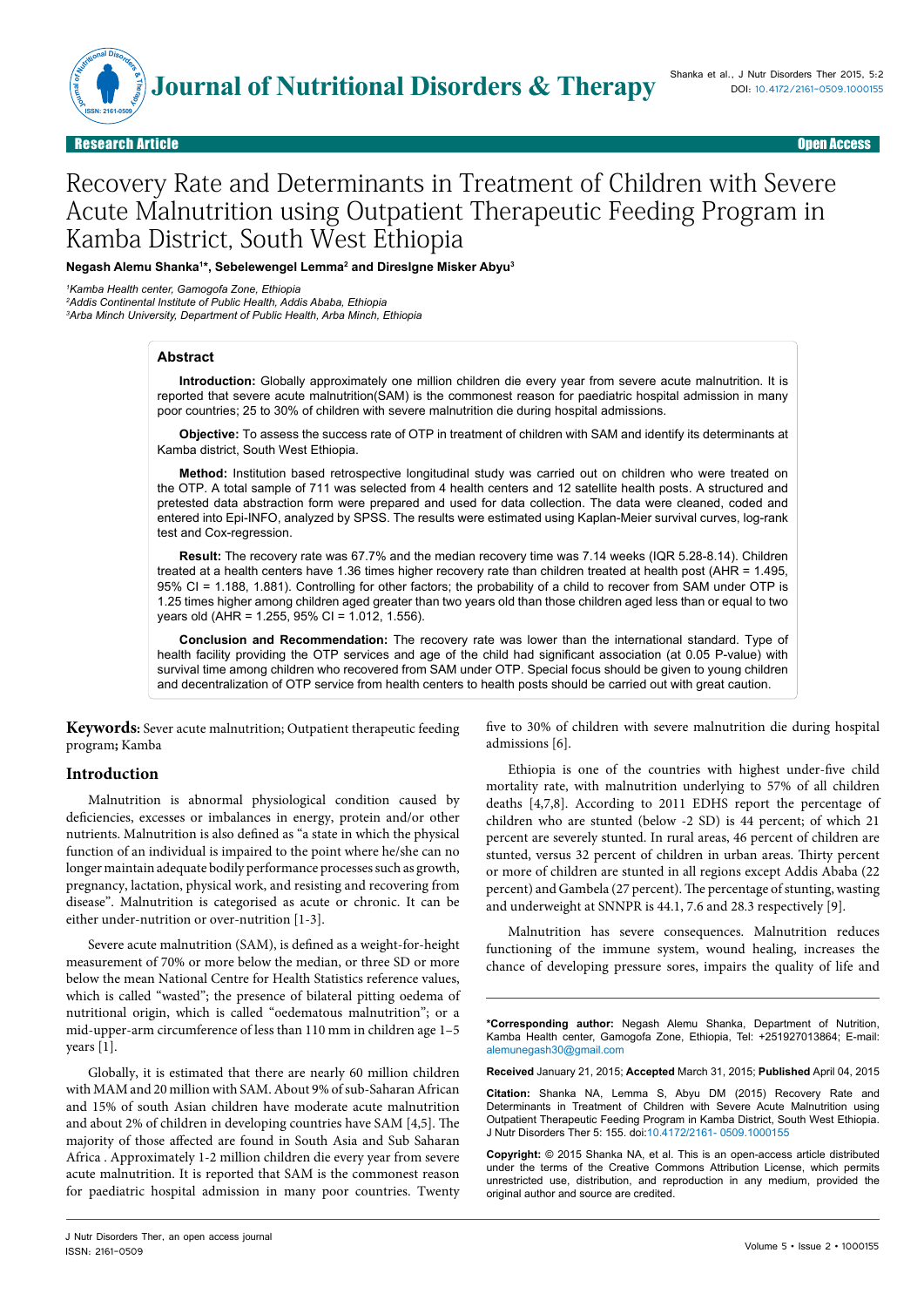Research Article | Open Access

# Recovery Rate and Determinants in Treatment of Children with Severe Acute Malnutrition using Outpatient Therapeutic Feeding Program in Kamba District, South West Ethiopia

**Negash Alemu Shanka[1]*, Sebelewengel Lemma[2] and DiresIgne Misker Abyu[3]**

[1]*Kamba Health center, Gamogofa Zone, Ethiopia*
[2]*Addis Continental Institute of Public Health, Addis Ababa, Ethiopia*
[3]*Arba Minch University, Department of Public Health, Arba Minch, Ethiopia*

## Abstract

**Introduction:** Globally approximately one million children die every year from severe acute malnutrition. It is reported that severe acute malnutrition(SAM) is the commonest reason for paediatric hospital admission in many poor countries; 25 to 30% of children with severe malnutrition die during hospital admissions.

**Objective:** To assess the success rate of OTP in treatment of children with SAM and identify its determinants at Kamba district, South West Ethiopia.

**Method:** Institution based retrospective longitudinal study was carried out on children who were treated on the OTP. A total sample of 711 was selected from 4 health centers and 12 satellite health posts. A structured and pretested data abstraction form were prepared and used for data collection. The data were cleaned, coded and entered into Epi-INFO, analyzed by SPSS. The results were estimated using Kaplan-Meier survival curves, log-rank test and Cox-regression.

**Result:** The recovery rate was 67.7% and the median recovery time was 7.14 weeks (IQR 5.28-8.14). Children treated at a health centers have 1.36 times higher recovery rate than children treated at health post (AHR = 1.495, 95% CI = 1.188, 1.881). Controlling for other factors; the probability of a child to recover from SAM under OTP is 1.25 times higher among children aged greater than two years old than those children aged less than or equal to two years old (AHR = 1.255, 95% CI = 1.012, 1.556).

**Conclusion and Recommendation:** The recovery rate was lower than the international standard. Type of health facility providing the OTP services and age of the child had significant association (at 0.05 P-value) with survival time among children who recovered from SAM under OTP. Special focus should be given to young children and decentralization of OTP service from health centers to health posts should be carried out with great caution.

**Keywords:** Sever acute malnutrition; Outpatient therapeutic feeding program; Kamba

## Introduction

Malnutrition is abnormal physiological condition caused by deficiencies, excesses or imbalances in energy, protein and/or other nutrients. Malnutrition is also defined as "a state in which the physical function of an individual is impaired to the point where he/she can no longer maintain adequate bodily performance processes such as growth, pregnancy, lactation, physical work, and resisting and recovering from disease". Malnutrition is categorised as acute or chronic. It can be either under-nutrition or over-nutrition [1-3].

Severe acute malnutrition (SAM), is defined as a weight-for-height measurement of 70% or more below the median, or three SD or more below the mean National Centre for Health Statistics reference values, which is called "wasted"; the presence of bilateral pitting oedema of nutritional origin, which is called "oedematous malnutrition"; or a mid-upper-arm circumference of less than 110 mm in children age 1–5 years [1].

Globally, it is estimated that there are nearly 60 million children with MAM and 20 million with SAM. About 9% of sub-Saharan African and 15% of south Asian children have moderate acute malnutrition and about 2% of children in developing countries have SAM [4,5]. The majority of those affected are found in South Asia and Sub Saharan Africa . Approximately 1-2 million children die every year from severe acute malnutrition. It is reported that SAM is the commonest reason for paediatric hospital admission in many poor countries. Twenty five to 30% of children with severe malnutrition die during hospital admissions [6].

Ethiopia is one of the countries with highest under-five child mortality rate, with malnutrition underlying to 57% of all children deaths [4,7,8]. According to 2011 EDHS report the percentage of children who are stunted (below -2 SD) is 44 percent; of which 21 percent are severely stunted. In rural areas, 46 percent of children are stunted, versus 32 percent of children in urban areas. Thirty percent or more of children are stunted in all regions except Addis Ababa (22 percent) and Gambela (27 percent). The percentage of stunting, wasting and underweight at SNNPR is 44.1, 7.6 and 28.3 respectively [9].

Malnutrition has severe consequences. Malnutrition reduces functioning of the immune system, wound healing, increases the chance of developing pressure sores, impairs the quality of life and

---

**\*Corresponding author:** Negash Alemu Shanka, Department of Nutrition, Kamba Health center, Gamogofa Zone, Ethiopia, Tel: +251927013864; E-mail: alemunegash30@gmail.com

**Received** January 21, 2015; **Accepted** March 31, 2015; **Published** April 04, 2015

**Citation:** Shanka NA, Lemma S, Abyu DM (2015) Recovery Rate and Determinants in Treatment of Children with Severe Acute Malnutrition using Outpatient Therapeutic Feeding Program in Kamba District, South West Ethiopia. J Nutr Disorders Ther 5: 155. doi:10.4172/2161- 0509.1000155

**Copyright:** © 2015 Shanka NA, et al. This is an open-access article distributed under the terms of the Creative Commons Attribution License, which permits unrestricted use, distribution, and reproduction in any medium, provided the original author and source are credited.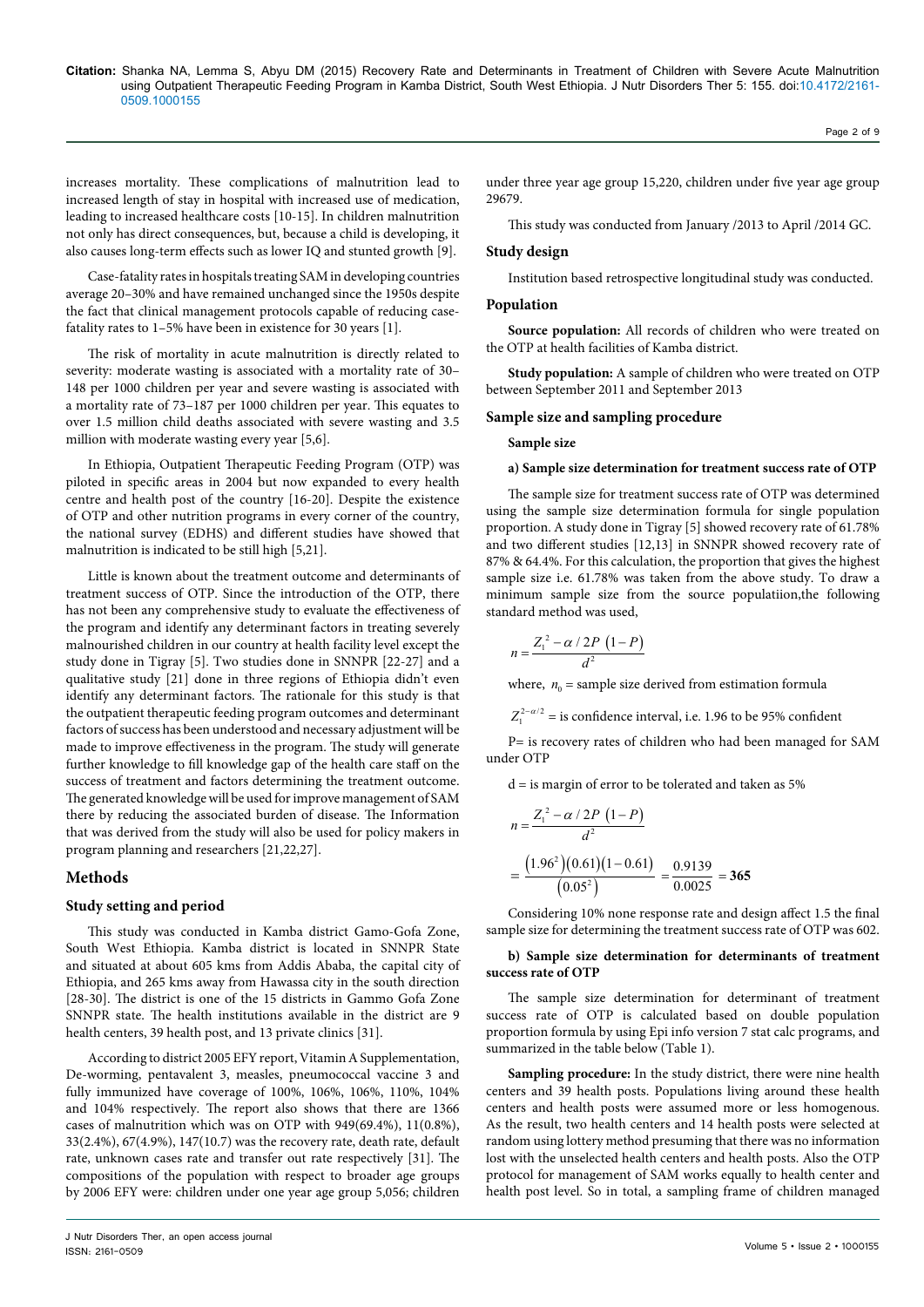increases mortality. These complications of malnutrition lead to increased length of stay in hospital with increased use of medication, leading to increased healthcare costs [10-15]. In children malnutrition not only has direct consequences, but, because a child is developing, it also causes long-term effects such as lower IQ and stunted growth [9].

Case-fatality rates in hospitals treating SAM in developing countries average 20–30% and have remained unchanged since the 1950s despite the fact that clinical management protocols capable of reducing case-fatality rates to 1–5% have been in existence for 30 years [1].

The risk of mortality in acute malnutrition is directly related to severity: moderate wasting is associated with a mortality rate of 30–148 per 1000 children per year and severe wasting is associated with a mortality rate of 73–187 per 1000 children per year. This equates to over 1.5 million child deaths associated with severe wasting and 3.5 million with moderate wasting every year [5,6].

In Ethiopia, Outpatient Therapeutic Feeding Program (OTP) was piloted in specific areas in 2004 but now expanded to every health centre and health post of the country [16-20]. Despite the existence of OTP and other nutrition programs in every corner of the country, the national survey (EDHS) and different studies have showed that malnutrition is indicated to be still high [5,21].

Little is known about the treatment outcome and determinants of treatment success of OTP. Since the introduction of the OTP, there has not been any comprehensive study to evaluate the effectiveness of the program and identify any determinant factors in treating severely malnourished children in our country at health facility level except the study done in Tigray [5]. Two studies done in SNNPR [22-27] and a qualitative study [21] done in three regions of Ethiopia didn't even identify any determinant factors. The rationale for this study is that the outpatient therapeutic feeding program outcomes and determinant factors of success has been understood and necessary adjustment will be made to improve effectiveness in the program. The study will generate further knowledge to fill knowledge gap of the health care staff on the success of treatment and factors determining the treatment outcome. The generated knowledge will be used for improve management of SAM there by reducing the associated burden of disease. The Information that was derived from the study will also be used for policy makers in program planning and researchers [21,22,27].

## Methods

### Study setting and period

This study was conducted in Kamba district Gamo-Gofa Zone, South West Ethiopia. Kamba district is located in SNNPR State and situated at about 605 kms from Addis Ababa, the capital city of Ethiopia, and 265 kms away from Hawassa city in the south direction [28-30]. The district is one of the 15 districts in Gammo Gofa Zone SNNPR state. The health institutions available in the district are 9 health centers, 39 health post, and 13 private clinics [31].

According to district 2005 EFY report, Vitamin A Supplementation, De-worming, pentavalent 3, measles, pneumococcal vaccine 3 and fully immunized have coverage of 100%, 106%, 106%, 110%, 104% and 104% respectively. The report also shows that there are 1366 cases of malnutrition which was on OTP with 949(69.4%), 11(0.8%), 33(2.4%), 67(4.9%), 147(10.7) was the recovery rate, death rate, default rate, unknown cases rate and transfer out rate respectively [31]. The compositions of the population with respect to broader age groups by 2006 EFY were: children under one year age group 5,056; children under three year age group 15,220, children under five year age group 29679.

This study was conducted from January /2013 to April /2014 GC.

### Study design

Institution based retrospective longitudinal study was conducted.

### Population

**Source population:** All records of children who were treated on the OTP at health facilities of Kamba district.

**Study population:** A sample of children who were treated on OTP between September 2011 and September 2013

### Sample size and sampling procedure

#### Sample size

**a) Sample size determination for treatment success rate of OTP**

The sample size for treatment success rate of OTP was determined using the sample size determination formula for single population proportion. A study done in Tigray [5] showed recovery rate of 61.78% and two different studies [12,13] in SNNPR showed recovery rate of 87% & 64.4%. For this calculation, the proportion that gives the highest sample size i.e. 61.78% was taken from the above study. To draw a minimum sample size from the source populatiion,the following standard method was used,

$$n = \frac{Z_1^2 - \alpha / 2P\ (1-P)}{d^2}$$

where, $n_0$ = sample size derived from estimation formula

$Z_1^{2-\alpha/2}$ = is confidence interval, i.e. 1.96 to be 95% confident

P= is recovery rates of children who had been managed for SAM under OTP

d = is margin of error to be tolerated and taken as 5%

$$n = \frac{Z_1^2 - \alpha / 2P\ (1-P)}{d^2}$$

$$= \frac{(1.96^2)(0.61)(1-0.61)}{(0.05^2)} = \frac{0.9139}{0.0025} = \mathbf{365}$$

Considering 10% none response rate and design affect 1.5 the final sample size for determining the treatment success rate of OTP was 602.

**b) Sample size determination for determinants of treatment success rate of OTP**

The sample size determination for determinant of treatment success rate of OTP is calculated based on double population proportion formula by using Epi info version 7 stat calc programs, and summarized in the table below (Table 1).

**Sampling procedure:** In the study district, there were nine health centers and 39 health posts. Populations living around these health centers and health posts were assumed more or less homogenous. As the result, two health centers and 14 health posts were selected at random using lottery method presuming that there was no information lost with the unselected health centers and health posts. Also the OTP protocol for management of SAM works equally to health center and health post level. So in total, a sampling frame of children managed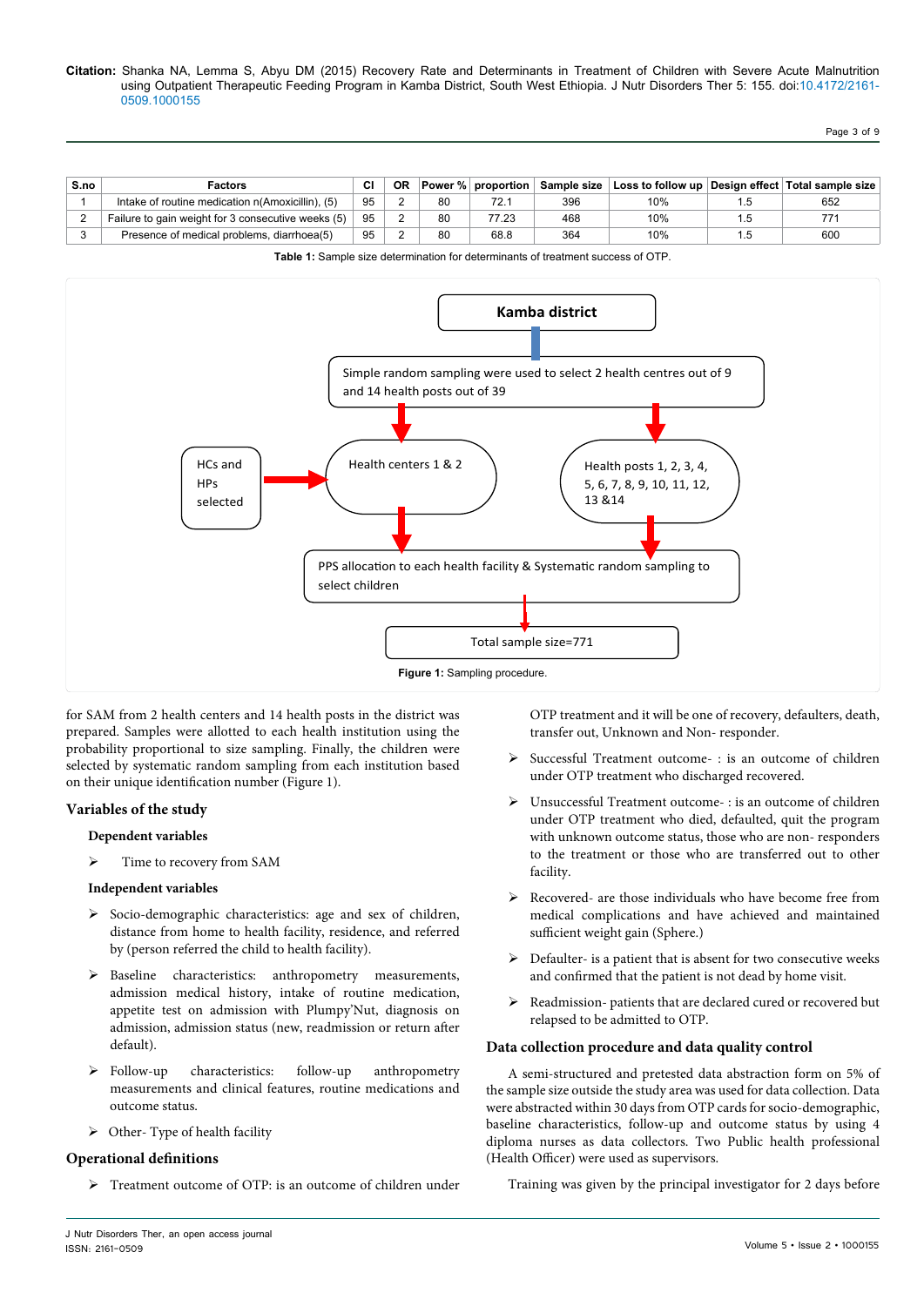| S.no | Factors | CI | OR | Power % | proportion | Sample size | Loss to follow up | Design effect | Total sample size |
|---|---|---|---|---|---|---|---|---|---|
| 1 | Intake of routine medication n(Amoxicillin), (5) | 95 | 2 | 80 | 72.1 | 396 | 10% | 1.5 | 652 |
| 2 | Failure to gain weight for 3 consecutive weeks (5) | 95 | 2 | 80 | 77.23 | 468 | 10% | 1.5 | 771 |
| 3 | Presence of medical problems, diarrhoea(5) | 95 | 2 | 80 | 68.8 | 364 | 10% | 1.5 | 600 |

**Table 1:** Sample size determination for determinants of treatment success of OTP.

Kamba district

Simple random sampling were used to select 2 health centres out of 9 and 14 health posts out of 39

HCs and HPs selected

Health centers 1 & 2

Health posts 1, 2, 3, 4, 5, 6, 7, 8, 9, 10, 11, 12, 13 &14

PPS allocation to each health facility & Systematic random sampling to select children

Total sample size=771

**Figure 1:** Sampling procedure.

for SAM from 2 health centers and 14 health posts in the district was prepared. Samples were allotted to each health institution using the probability proportional to size sampling. Finally, the children were selected by systematic random sampling from each institution based on their unique identification number (Figure 1).

## Variables of the study

### Dependent variables

- Time to recovery from SAM

### Independent variables

- Socio-demographic characteristics: age and sex of children, distance from home to health facility, residence, and referred by (person referred the child to health facility).
- Baseline characteristics: anthropometry measurements, admission medical history, intake of routine medication, appetite test on admission with Plumpy'Nut, diagnosis on admission, admission status (new, readmission or return after default).
- Follow-up characteristics: follow-up anthropometry measurements and clinical features, routine medications and outcome status.
- Other- Type of health facility

## Operational definitions

- Treatment outcome of OTP: is an outcome of children under OTP treatment and it will be one of recovery, defaulters, death, transfer out, Unknown and Non- responder.
- Successful Treatment outcome- : is an outcome of children under OTP treatment who discharged recovered.
- Unsuccessful Treatment outcome- : is an outcome of children under OTP treatment who died, defaulted, quit the program with unknown outcome status, those who are non- responders to the treatment or those who are transferred out to other facility.
- Recovered- are those individuals who have become free from medical complications and have achieved and maintained sufficient weight gain (Sphere.)
- Defaulter- is a patient that is absent for two consecutive weeks and confirmed that the patient is not dead by home visit.
- Readmission- patients that are declared cured or recovered but relapsed to be admitted to OTP.

## Data collection procedure and data quality control

A semi-structured and pretested data abstraction form on 5% of the sample size outside the study area was used for data collection. Data were abstracted within 30 days from OTP cards for socio-demographic, baseline characteristics, follow-up and outcome status by using 4 diploma nurses as data collectors. Two Public health professional (Health Officer) were used as supervisors.

Training was given by the principal investigator for 2 days before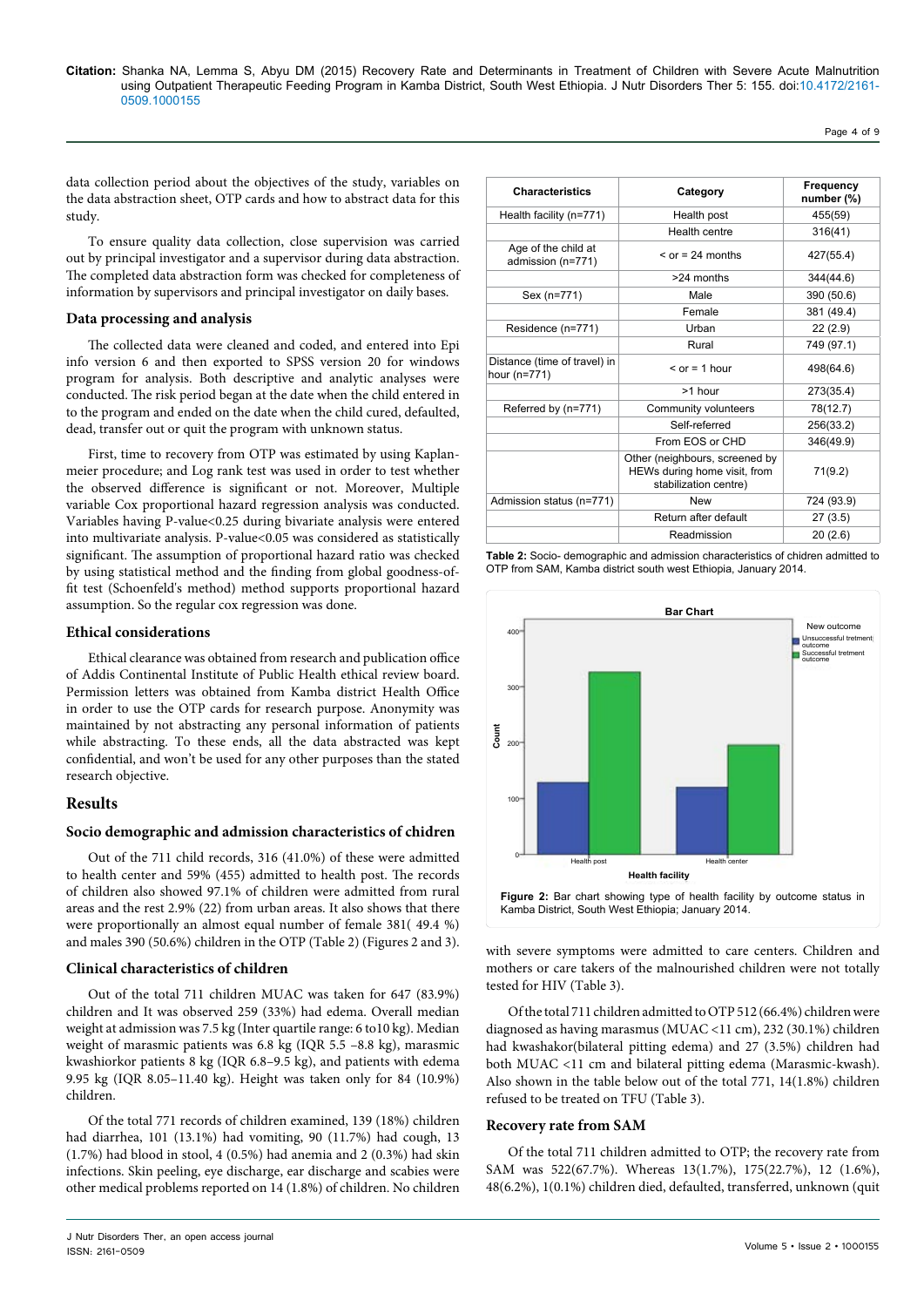data collection period about the objectives of the study, variables on the data abstraction sheet, OTP cards and how to abstract data for this study.

To ensure quality data collection, close supervision was carried out by principal investigator and a supervisor during data abstraction. The completed data abstraction form was checked for completeness of information by supervisors and principal investigator on daily bases.

### Data processing and analysis

The collected data were cleaned and coded, and entered into Epi info version 6 and then exported to SPSS version 20 for windows program for analysis. Both descriptive and analytic analyses were conducted. The risk period began at the date when the child entered in to the program and ended on the date when the child cured, defaulted, dead, transfer out or quit the program with unknown status.

First, time to recovery from OTP was estimated by using Kaplan-meier procedure; and Log rank test was used in order to test whether the observed difference is significant or not. Moreover, Multiple variable Cox proportional hazard regression analysis was conducted. Variables having P-value<0.25 during bivariate analysis were entered into multivariate analysis. P-value<0.05 was considered as statistically significant. The assumption of proportional hazard ratio was checked by using statistical method and the finding from global goodness-of-fit test (Schoenfeld's method) method supports proportional hazard assumption. So the regular cox regression was done.

### Ethical considerations

Ethical clearance was obtained from research and publication office of Addis Continental Institute of Public Health ethical review board. Permission letters was obtained from Kamba district Health Office in order to use the OTP cards for research purpose. Anonymity was maintained by not abstracting any personal information of patients while abstracting. To these ends, all the data abstracted was kept confidential, and won't be used for any other purposes than the stated research objective.

## Results

### Socio demographic and admission characteristics of chidren

Out of the 711 child records, 316 (41.0%) of these were admitted to health center and 59% (455) admitted to health post. The records of children also showed 97.1% of children were admitted from rural areas and the rest 2.9% (22) from urban areas. It also shows that there were proportionally an almost equal number of female 381( 49.4 %) and males 390 (50.6%) children in the OTP (Table 2) (Figures 2 and 3).

### Clinical characteristics of children

Out of the total 711 children MUAC was taken for 647 (83.9%) children and It was observed 259 (33%) had edema. Overall median weight at admission was 7.5 kg (Inter quartile range: 6 to10 kg). Median weight of marasmic patients was 6.8 kg (IQR 5.5 –8.8 kg), marasmic kwashiorkor patients 8 kg (IQR 6.8–9.5 kg), and patients with edema 9.95 kg (IQR 8.05–11.40 kg). Height was taken only for 84 (10.9%) children.

Of the total 771 records of children examined, 139 (18%) children had diarrhea, 101 (13.1%) had vomiting, 90 (11.7%) had cough, 13 (1.7%) had blood in stool, 4 (0.5%) had anemia and 2 (0.3%) had skin infections. Skin peeling, eye discharge, ear discharge and scabies were other medical problems reported on 14 (1.8%) of children. No children

| Characteristics | Category | Frequency number (%) |
|---|---|---|
| Health facility (n=771) | Health post | 455(59) |
| | Health centre | 316(41) |
| Age of the child at admission (n=771) | < or = 24 months | 427(55.4) |
| | >24 months | 344(44.6) |
| Sex (n=771) | Male | 390 (50.6) |
| | Female | 381 (49.4) |
| Residence (n=771) | Urban | 22 (2.9) |
| | Rural | 749 (97.1) |
| Distance (time of travel) in hour (n=771) | < or = 1 hour | 498(64.6) |
| | >1 hour | 273(35.4) |
| Referred by (n=771) | Community volunteers | 78(12.7) |
| | Self-referred | 256(33.2) |
| | From EOS or CHD | 346(49.9) |
| | Other (neighbours, screened by HEWs during home visit, from stabilization centre) | 71(9.2) |
| Admission status (n=771) | New | 724 (93.9) |
| | Return after default | 27 (3.5) |
| | Readmission | 20 (2.6) |

Table 2: Socio- demographic and admission characteristics of chidren admitted to OTP from SAM, Kamba district south west Ethiopia, January 2014.

Figure 2: Bar chart showing type of health facility by outcome status in Kamba District, South West Ethiopia; January 2014.

with severe symptoms were admitted to care centers. Children and mothers or care takers of the malnourished children were not totally tested for HIV (Table 3).

Of the total 711 children admitted to OTP 512 (66.4%) children were diagnosed as having marasmus (MUAC <11 cm), 232 (30.1%) children had kwashakor(bilateral pitting edema) and 27 (3.5%) children had both MUAC <11 cm and bilateral pitting edema (Marasmic-kwash). Also shown in the table below out of the total 771, 14(1.8%) children refused to be treated on TFU (Table 3).

### Recovery rate from SAM

Of the total 711 children admitted to OTP; the recovery rate from SAM was 522(67.7%). Whereas 13(1.7%), 175(22.7%), 12 (1.6%), 48(6.2%), 1(0.1%) children died, defaulted, transferred, unknown (quit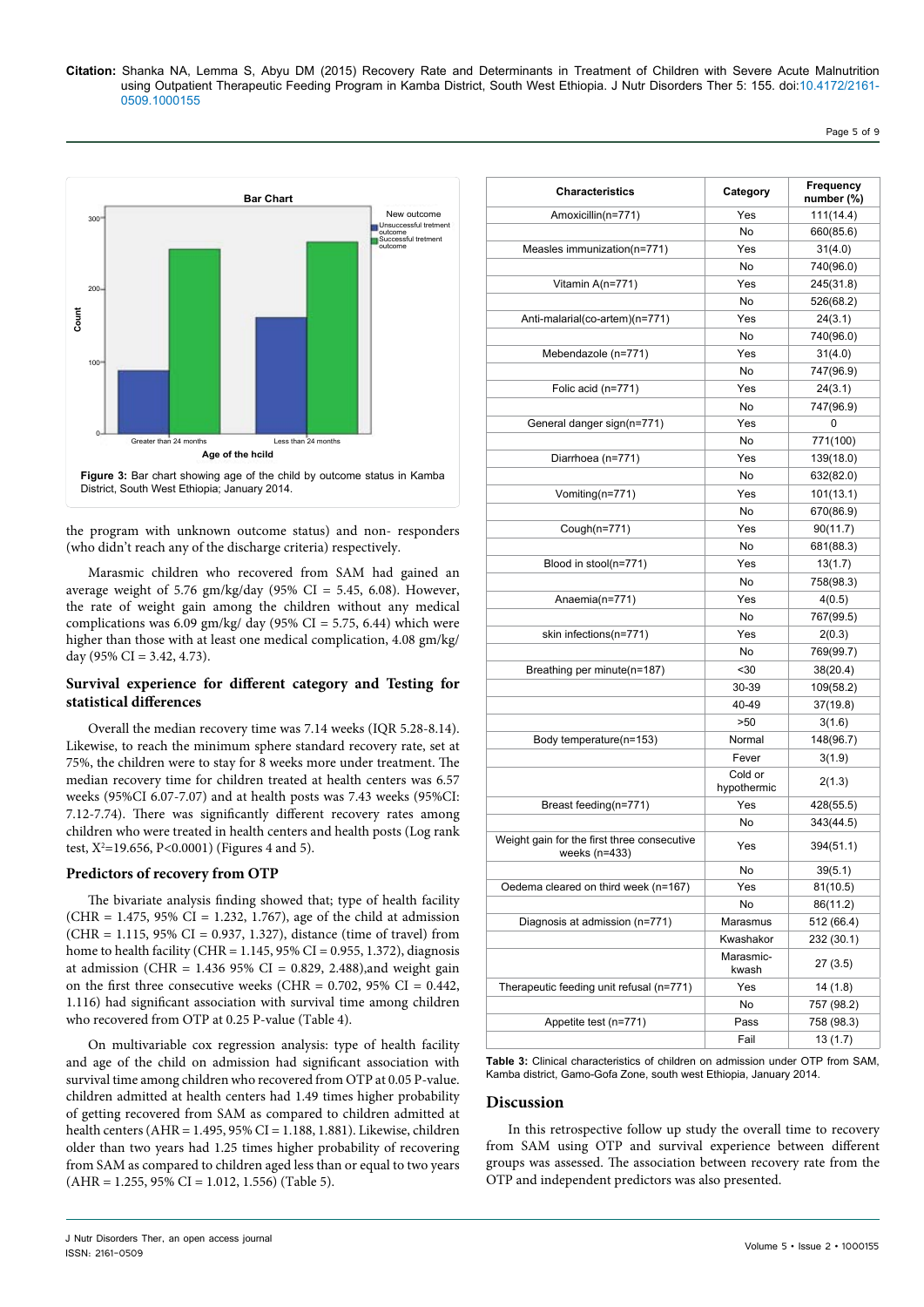Figure 3: Bar chart showing age of the child by outcome status in Kamba District, South West Ethiopia; January 2014.

the program with unknown outcome status) and non- responders (who didn't reach any of the discharge criteria) respectively.

Marasmic children who recovered from SAM had gained an average weight of 5.76 gm/kg/day (95% CI = 5.45, 6.08). However, the rate of weight gain among the children without any medical complications was 6.09 gm/kg/ day (95% CI = 5.75, 6.44) which were higher than those with at least one medical complication, 4.08 gm/kg/ day (95% CI = 3.42, 4.73).

## Survival experience for different category and Testing for statistical differences

Overall the median recovery time was 7.14 weeks (IQR 5.28-8.14). Likewise, to reach the minimum sphere standard recovery rate, set at 75%, the children were to stay for 8 weeks more under treatment. The median recovery time for children treated at health centers was 6.57 weeks (95%CI 6.07-7.07) and at health posts was 7.43 weeks (95%CI: 7.12-7.74). There was significantly different recovery rates among children who were treated in health centers and health posts (Log rank test, $X^2$=19.656, P<0.0001) (Figures 4 and 5).

## Predictors of recovery from OTP

The bivariate analysis finding showed that; type of health facility (CHR = 1.475, 95% CI = 1.232, 1.767), age of the child at admission (CHR = 1.115, 95% CI = 0.937, 1.327), distance (time of travel) from home to health facility (CHR = 1.145, 95% CI = 0.955, 1.372), diagnosis at admission (CHR = 1.436 95% CI = 0.829, 2.488),and weight gain on the first three consecutive weeks (CHR = 0.702, 95% CI = 0.442, 1.116) had significant association with survival time among children who recovered from OTP at 0.25 P-value (Table 4).

On multivariable cox regression analysis: type of health facility and age of the child on admission had significant association with survival time among children who recovered from OTP at 0.05 P-value. children admitted at health centers had 1.49 times higher probability of getting recovered from SAM as compared to children admitted at health centers (AHR = 1.495, 95% CI = 1.188, 1.881). Likewise, children older than two years had 1.25 times higher probability of recovering from SAM as compared to children aged less than or equal to two years (AHR = 1.255, 95% CI = 1.012, 1.556) (Table 5).

| Characteristics | Category | Frequency number (%) |
|---|---|---|
| Amoxicillin(n=771) | Yes | 111(14.4) |
| | No | 660(85.6) |
| Measles immunization(n=771) | Yes | 31(4.0) |
| | No | 740(96.0) |
| Vitamin A(n=771) | Yes | 245(31.8) |
| | No | 526(68.2) |
| Anti-malarial(co-artem)(n=771) | Yes | 24(3.1) |
| | No | 740(96.0) |
| Mebendazole (n=771) | Yes | 31(4.0) |
| | No | 747(96.9) |
| Folic acid (n=771) | Yes | 24(3.1) |
| | No | 747(96.9) |
| General danger sign(n=771) | Yes | 0 |
| | No | 771(100) |
| Diarrhoea (n=771) | Yes | 139(18.0) |
| | No | 632(82.0) |
| Vomiting(n=771) | Yes | 101(13.1) |
| | No | 670(86.9) |
| Cough(n=771) | Yes | 90(11.7) |
| | No | 681(88.3) |
| Blood in stool(n=771) | Yes | 13(1.7) |
| | No | 758(98.3) |
| Anaemia(n=771) | Yes | 4(0.5) |
| | No | 767(99.5) |
| skin infections(n=771) | Yes | 2(0.3) |
| | No | 769(99.7) |
| Breathing per minute(n=187) | <30 | 38(20.4) |
| | 30-39 | 109(58.2) |
| | 40-49 | 37(19.8) |
| | >50 | 3(1.6) |
| Body temperature(n=153) | Normal | 148(96.7) |
| | Fever | 3(1.9) |
| | Cold or hypothermic | 2(1.3) |
| Breast feeding(n=771) | Yes | 428(55.5) |
| | No | 343(44.5) |
| Weight gain for the first three consecutive weeks (n=433) | Yes | 394(51.1) |
| | No | 39(5.1) |
| Oedema cleared on third week (n=167) | Yes | 81(10.5) |
| | No | 86(11.2) |
| Diagnosis at admission (n=771) | Marasmus | 512 (66.4) |
| | Kwashakor | 232 (30.1) |
| | Marasmic-kwash | 27 (3.5) |
| Therapeutic feeding unit refusal (n=771) | Yes | 14 (1.8) |
| | No | 757 (98.2) |
| Appetite test (n=771) | Pass | 758 (98.3) |
| | Fail | 13 (1.7) |

**Table 3:** Clinical characteristics of children on admission under OTP from SAM, Kamba district, Gamo-Gofa Zone, south west Ethiopia, January 2014.

## Discussion

In this retrospective follow up study the overall time to recovery from SAM using OTP and survival experience between different groups was assessed. The association between recovery rate from the OTP and independent predictors was also presented.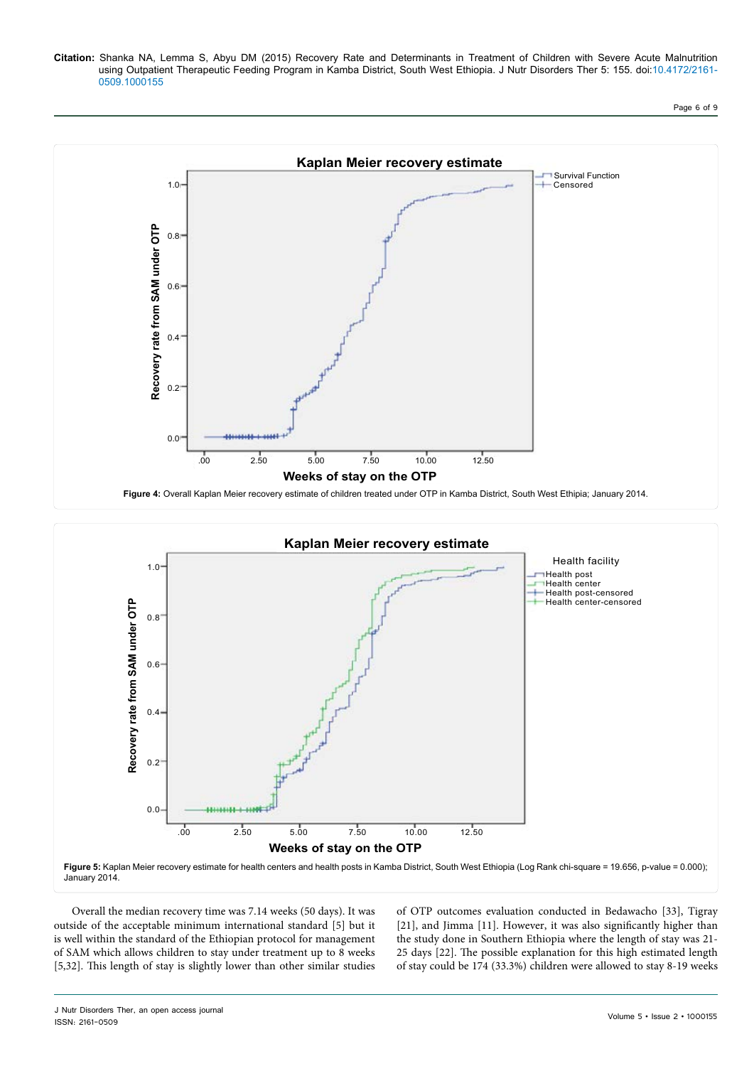Figure 4: Overall Kaplan Meier recovery estimate of children treated under OTP in Kamba District, South West Ethipia; January 2014.

Figure 5: Kaplan Meier recovery estimate for health centers and health posts in Kamba District, South West Ethiopia (Log Rank chi-square = 19.656, p-value = 0.000); January 2014.

Overall the median recovery time was 7.14 weeks (50 days). It was outside of the acceptable minimum international standard [5] but it is well within the standard of the Ethiopian protocol for management of SAM which allows children to stay under treatment up to 8 weeks [5,32]. This length of stay is slightly lower than other similar studies of OTP outcomes evaluation conducted in Bedawacho [33], Tigray [21], and Jimma [11]. However, it was also significantly higher than the study done in Southern Ethiopia where the length of stay was 21-25 days [22]. The possible explanation for this high estimated length of stay could be 174 (33.3%) children were allowed to stay 8-19 weeks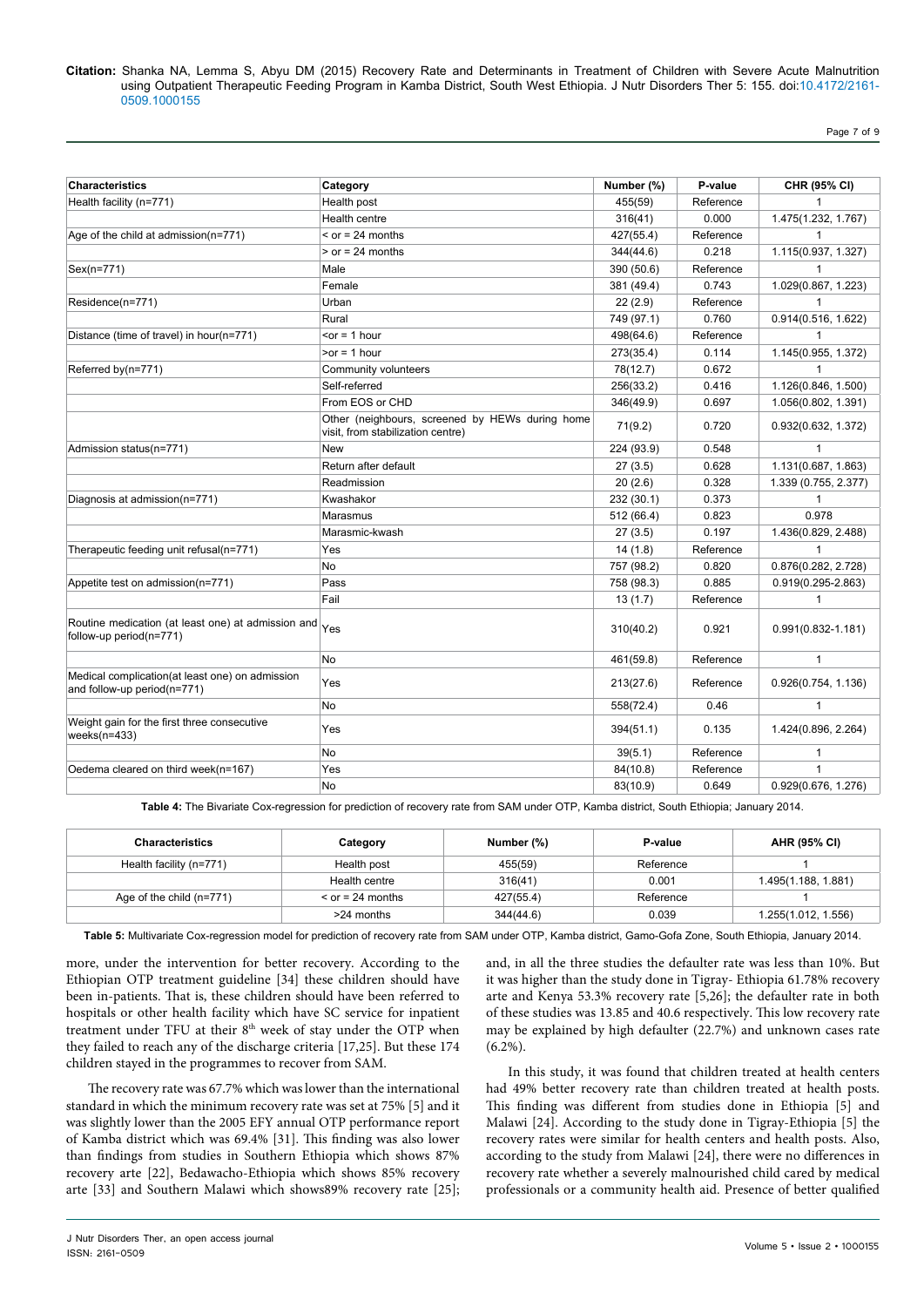| Characteristics | Category | Number (%) | P-value | CHR (95% CI) |
|---|---|---|---|---|
| Health facility (n=771) | Health post | 455(59) | Reference | 1 |
| | Health centre | 316(41) | 0.000 | 1.475(1.232, 1.767) |
| Age of the child at admission(n=771) | < or = 24 months | 427(55.4) | Reference | 1 |
| | > or = 24 months | 344(44.6) | 0.218 | 1.115(0.937, 1.327) |
| Sex(n=771) | Male | 390 (50.6) | Reference | 1 |
| | Female | 381 (49.4) | 0.743 | 1.029(0.867, 1.223) |
| Residence(n=771) | Urban | 22 (2.9) | Reference | 1 |
| | Rural | 749 (97.1) | 0.760 | 0.914(0.516, 1.622) |
| Distance (time of travel) in hour(n=771) | <or = 1 hour | 498(64.6) | Reference | 1 |
| | >or = 1 hour | 273(35.4) | 0.114 | 1.145(0.955, 1.372) |
| Referred by(n=771) | Community volunteers | 78(12.7) | 0.672 | 1 |
| | Self-referred | 256(33.2) | 0.416 | 1.126(0.846, 1.500) |
| | From EOS or CHD | 346(49.9) | 0.697 | 1.056(0.802, 1.391) |
| | Other (neighbours, screened by HEWs during home visit, from stabilization centre) | 71(9.2) | 0.720 | 0.932(0.632, 1.372) |
| Admission status(n=771) | New | 224 (93.9) | 0.548 | 1 |
| | Return after default | 27 (3.5) | 0.628 | 1.131(0.687, 1.863) |
| | Readmission | 20 (2.6) | 0.328 | 1.339 (0.755, 2.377) |
| Diagnosis at admission(n=771) | Kwashakor | 232 (30.1) | 0.373 | 1 |
| | Marasmus | 512 (66.4) | 0.823 | 0.978 |
| | Marasmic-kwash | 27 (3.5) | 0.197 | 1.436(0.829, 2.488) |
| Therapeutic feeding unit refusal(n=771) | Yes | 14 (1.8) | Reference | 1 |
| | No | 757 (98.2) | 0.820 | 0.876(0.282, 2.728) |
| Appetite test on admission(n=771) | Pass | 758 (98.3) | 0.885 | 0.919(0.295-2.863) |
| | Fail | 13 (1.7) | Reference | 1 |
| Routine medication (at least one) at admission and follow-up period(n=771) | Yes | 310(40.2) | 0.921 | 0.991(0.832-1.181) |
| | No | 461(59.8) | Reference | 1 |
| Medical complication(at least one) on admission and follow-up period(n=771) | Yes | 213(27.6) | Reference | 0.926(0.754, 1.136) |
| | No | 558(72.4) | 0.46 | 1 |
| Weight gain for the first three consecutive weeks(n=433) | Yes | 394(51.1) | 0.135 | 1.424(0.896, 2.264) |
| | No | 39(5.1) | Reference | 1 |
| Oedema cleared on third week(n=167) | Yes | 84(10.8) | Reference | 1 |
| | No | 83(10.9) | 0.649 | 0.929(0.676, 1.276) |

**Table 4:** The Bivariate Cox-regression for prediction of recovery rate from SAM under OTP, Kamba district, South Ethiopia; January 2014.

| Characteristics | Category | Number (%) | P-value | AHR (95% CI) |
|---|---|---|---|---|
| Health facility (n=771) | Health post | 455(59) | Reference | 1 |
| | Health centre | 316(41) | 0.001 | 1.495(1.188, 1.881) |
| Age of the child (n=771) | < or = 24 months | 427(55.4) | Reference | 1 |
| | >24 months | 344(44.6) | 0.039 | 1.255(1.012, 1.556) |

**Table 5:** Multivariate Cox-regression model for prediction of recovery rate from SAM under OTP, Kamba district, Gamo-Gofa Zone, South Ethiopia, January 2014.

more, under the intervention for better recovery. According to the Ethiopian OTP treatment guideline [34] these children should have been in-patients. That is, these children should have been referred to hospitals or other health facility which have SC service for inpatient treatment under TFU at their 8th week of stay under the OTP when they failed to reach any of the discharge criteria [17,25]. But these 174 children stayed in the programmes to recover from SAM.

The recovery rate was 67.7% which was lower than the international standard in which the minimum recovery rate was set at 75% [5] and it was slightly lower than the 2005 EFY annual OTP performance report of Kamba district which was 69.4% [31]. This finding was also lower than findings from studies in Southern Ethiopia which shows 87% recovery arte [22], Bedawacho-Ethiopia which shows 85% recovery arte [33] and Southern Malawi which shows89% recovery rate [25]; and, in all the three studies the defaulter rate was less than 10%. But it was higher than the study done in Tigray- Ethiopia 61.78% recovery arte and Kenya 53.3% recovery rate [5,26]; the defaulter rate in both of these studies was 13.85 and 40.6 respectively. This low recovery rate may be explained by high defaulter (22.7%) and unknown cases rate (6.2%).

In this study, it was found that children treated at health centers had 49% better recovery rate than children treated at health posts. This finding was different from studies done in Ethiopia [5] and Malawi [24]. According to the study done in Tigray-Ethiopia [5] the recovery rates were similar for health centers and health posts. Also, according to the study from Malawi [24], there were no differences in recovery rate whether a severely malnourished child cared by medical professionals or a community health aid. Presence of better qualified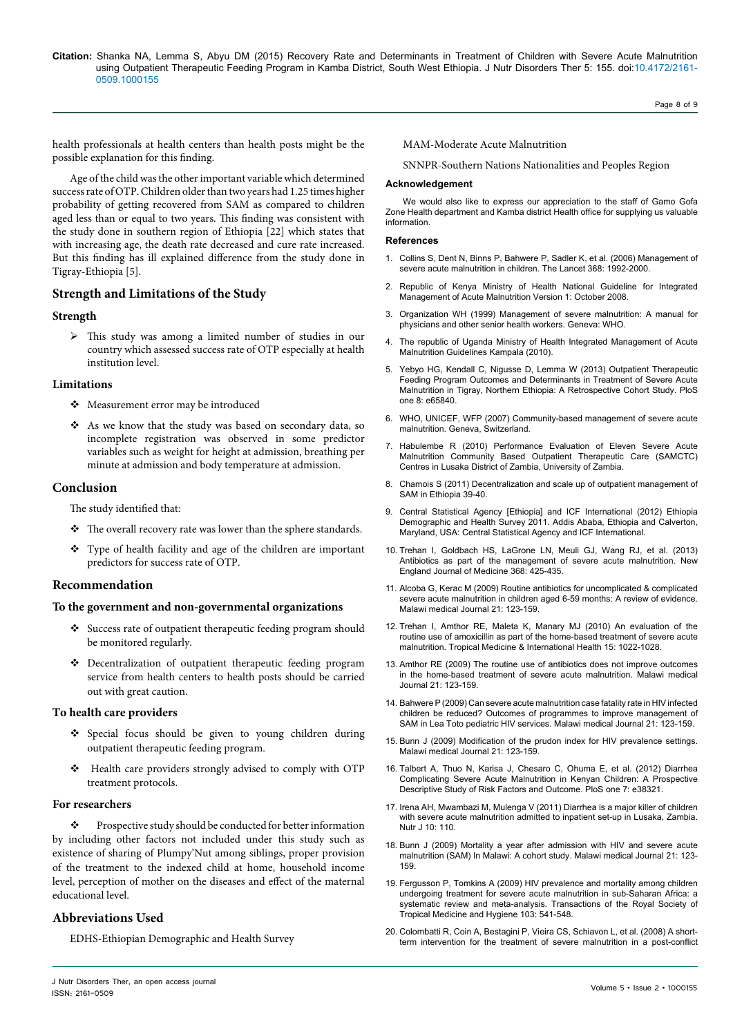health professionals at health centers than health posts might be the possible explanation for this finding.

Age of the child was the other important variable which determined success rate of OTP. Children older than two years had 1.25 times higher probability of getting recovered from SAM as compared to children aged less than or equal to two years. This finding was consistent with the study done in southern region of Ethiopia [22] which states that with increasing age, the death rate decreased and cure rate increased. But this finding has ill explained difference from the study done in Tigray-Ethiopia [5].

## Strength and Limitations of the Study

### Strength

- This study was among a limited number of studies in our country which assessed success rate of OTP especially at health institution level.

### Limitations

- Measurement error may be introduced
- As we know that the study was based on secondary data, so incomplete registration was observed in some predictor variables such as weight for height at admission, breathing per minute at admission and body temperature at admission.

## Conclusion

The study identified that:

- The overall recovery rate was lower than the sphere standards.
- Type of health facility and age of the children are important predictors for success rate of OTP.

## Recommendation

### To the government and non-governmental organizations

- Success rate of outpatient therapeutic feeding program should be monitored regularly.
- Decentralization of outpatient therapeutic feeding program service from health centers to health posts should be carried out with great caution.

### To health care providers

- Special focus should be given to young children during outpatient therapeutic feeding program.
- Health care providers strongly advised to comply with OTP treatment protocols.

### For researchers

- Prospective study should be conducted for better information by including other factors not included under this study such as existence of sharing of Plumpy'Nut among siblings, proper provision of the treatment to the indexed child at home, household income level, perception of mother on the diseases and effect of the maternal educational level.

## Abbreviations Used

EDHS-Ethiopian Demographic and Health Survey

MAM-Moderate Acute Malnutrition

SNNPR-Southern Nations Nationalities and Peoples Region

### Acknowledgement

We would also like to express our appreciation to the staff of Gamo Gofa Zone Health department and Kamba district Health office for supplying us valuable information.

### References

1. Collins S, Dent N, Binns P, Bahwere P, Sadler K, et al. (2006) Management of severe acute malnutrition in children. The Lancet 368: 1992-2000.
2. Republic of Kenya Ministry of Health National Guideline for Integrated Management of Acute Malnutrition Version 1: October 2008.
3. Organization WH (1999) Management of severe malnutrition: A manual for physicians and other senior health workers. Geneva: WHO.
4. The republic of Uganda Ministry of Health Integrated Management of Acute Malnutrition Guidelines Kampala (2010).
5. Yebyo HG, Kendall C, Nigusse D, Lemma W (2013) Outpatient Therapeutic Feeding Program Outcomes and Determinants in Treatment of Severe Acute Malnutrition in Tigray, Northern Ethiopia: A Retrospective Cohort Study. PloS one 8: e65840.
6. WHO, UNICEF, WFP (2007) Community-based management of severe acute malnutrition. Geneva, Switzerland.
7. Habulembe R (2010) Performance Evaluation of Eleven Severe Acute Malnutrition Community Based Outpatient Therapeutic Care (SAMCTC) Centres in Lusaka District of Zambia, University of Zambia.
8. Chamois S (2011) Decentralization and scale up of outpatient management of SAM in Ethiopia 39-40.
9. Central Statistical Agency [Ethiopia] and ICF International (2012) Ethiopia Demographic and Health Survey 2011. Addis Ababa, Ethiopia and Calverton, Maryland, USA: Central Statistical Agency and ICF International.
10. Trehan I, Goldbach HS, LaGrone LN, Meuli GJ, Wang RJ, et al. (2013) Antibiotics as part of the management of severe acute malnutrition. New England Journal of Medicine 368: 425-435.
11. Alcoba G, Kerac M (2009) Routine antibiotics for uncomplicated & complicated severe acute malnutrition in children aged 6-59 months: A review of evidence. Malawi medical Journal 21: 123-159.
12. Trehan I, Amthor RE, Maleta K, Manary MJ (2010) An evaluation of the routine use of amoxicillin as part of the home-based treatment of severe acute malnutrition. Tropical Medicine & International Health 15: 1022-1028.
13. Amthor RE (2009) The routine use of antibiotics does not improve outcomes in the home-based treatment of severe acute malnutrition. Malawi medical Journal 21: 123-159.
14. Bahwere P (2009) Can severe acute malnutrition case fatality rate in HIV infected children be reduced? Outcomes of programmes to improve management of SAM in Lea Toto pediatric HIV services. Malawi medical Journal 21: 123-159.
15. Bunn J (2009) Modification of the prudon index for HIV prevalence settings. Malawi medical Journal 21: 123-159.
16. Talbert A, Thuo N, Karisa J, Chesaro C, Ohuma E, et al. (2012) Diarrhea Complicating Severe Acute Malnutrition in Kenyan Children: A Prospective Descriptive Study of Risk Factors and Outcome. PloS one 7: e38321.
17. Irena AH, Mwambazi M, Mulenga V (2011) Diarrhea is a major killer of children with severe acute malnutrition admitted to inpatient set-up in Lusaka, Zambia. Nutr J 10: 110.
18. Bunn J (2009) Mortality a year after admission with HIV and severe acute malnutrition (SAM) In Malawi: A cohort study. Malawi medical Journal 21: 123-159.
19. Fergusson P, Tomkins A (2009) HIV prevalence and mortality among children undergoing treatment for severe acute malnutrition in sub-Saharan Africa: a systematic review and meta-analysis. Transactions of the Royal Society of Tropical Medicine and Hygiene 103: 541-548.
20. Colombatti R, Coin A, Bestagini P, Vieira CS, Schiavon L, et al. (2008) A short-term intervention for the treatment of severe malnutrition in a post-conflict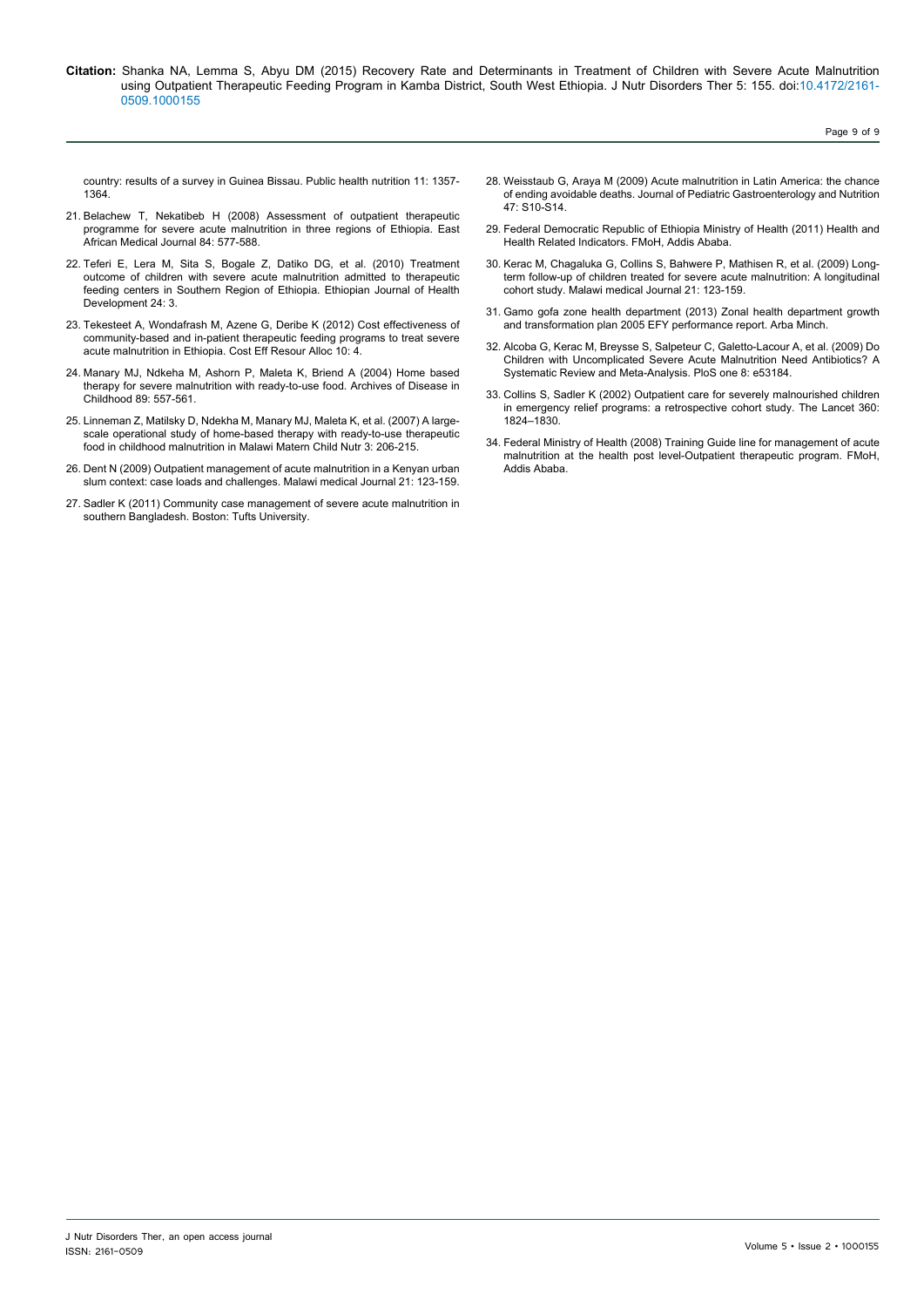country: results of a survey in Guinea Bissau. Public health nutrition 11: 1357-1364.

21. Belachew T, Nekatibeh H (2008) Assessment of outpatient therapeutic programme for severe acute malnutrition in three regions of Ethiopia. East African Medical Journal 84: 577-588.

22. Teferi E, Lera M, Sita S, Bogale Z, Datiko DG, et al. (2010) Treatment outcome of children with severe acute malnutrition admitted to therapeutic feeding centers in Southern Region of Ethiopia. Ethiopian Journal of Health Development 24: 3.

23. Tekesteet A, Wondafrash M, Azene G, Deribe K (2012) Cost effectiveness of community-based and in-patient therapeutic feeding programs to treat severe acute malnutrition in Ethiopia. Cost Eff Resour Alloc 10: 4.

24. Manary MJ, Ndkeha M, Ashorn P, Maleta K, Briend A (2004) Home based therapy for severe malnutrition with ready-to-use food. Archives of Disease in Childhood 89: 557-561.

25. Linneman Z, Matilsky D, Ndekha M, Manary MJ, Maleta K, et al. (2007) A large-scale operational study of home-based therapy with ready-to-use therapeutic food in childhood malnutrition in Malawi Matern Child Nutr 3: 206-215.

26. Dent N (2009) Outpatient management of acute malnutrition in a Kenyan urban slum context: case loads and challenges. Malawi medical Journal 21: 123-159.

27. Sadler K (2011) Community case management of severe acute malnutrition in southern Bangladesh. Boston: Tufts University.

28. Weisstaub G, Araya M (2009) Acute malnutrition in Latin America: the chance of ending avoidable deaths. Journal of Pediatric Gastroenterology and Nutrition 47: S10-S14.

29. Federal Democratic Republic of Ethiopia Ministry of Health (2011) Health and Health Related Indicators. FMoH, Addis Ababa.

30. Kerac M, Chagaluka G, Collins S, Bahwere P, Mathisen R, et al. (2009) Long-term follow-up of children treated for severe acute malnutrition: A longitudinal cohort study. Malawi medical Journal 21: 123-159.

31. Gamo gofa zone health department (2013) Zonal health department growth and transformation plan 2005 EFY performance report. Arba Minch.

32. Alcoba G, Kerac M, Breysse S, Salpeteur C, Galetto-Lacour A, et al. (2009) Do Children with Uncomplicated Severe Acute Malnutrition Need Antibiotics? A Systematic Review and Meta-Analysis. PloS one 8: e53184.

33. Collins S, Sadler K (2002) Outpatient care for severely malnourished children in emergency relief programs: a retrospective cohort study. The Lancet 360: 1824–1830.

34. Federal Ministry of Health (2008) Training Guide line for management of acute malnutrition at the health post level-Outpatient therapeutic program. FMoH, Addis Ababa.